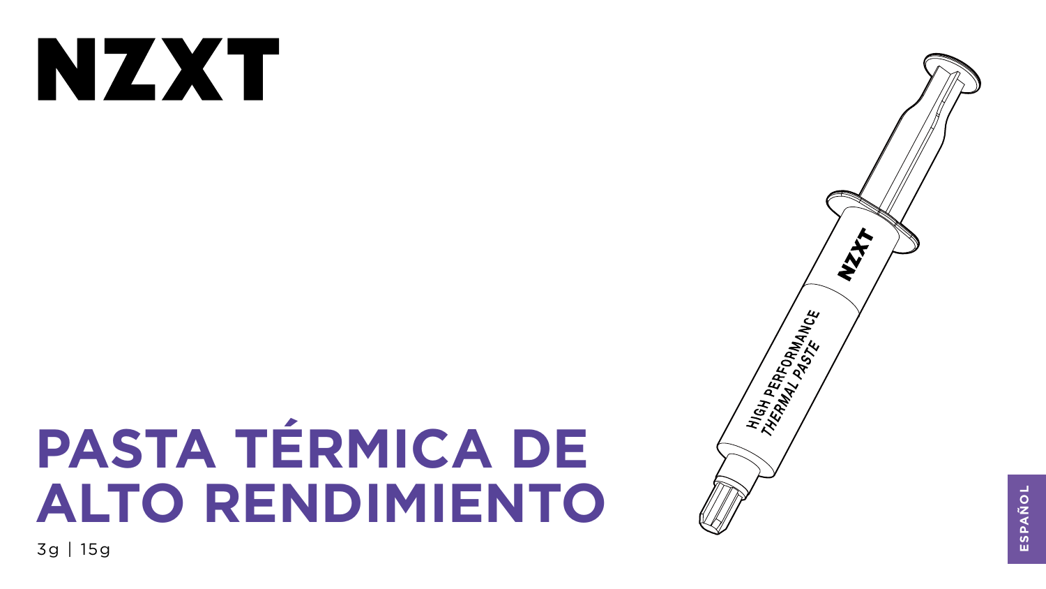# NZXT

# PASTA TÉRMICA DE ALTO RENDIMIENTO

3g | 15g

ESPAÑOL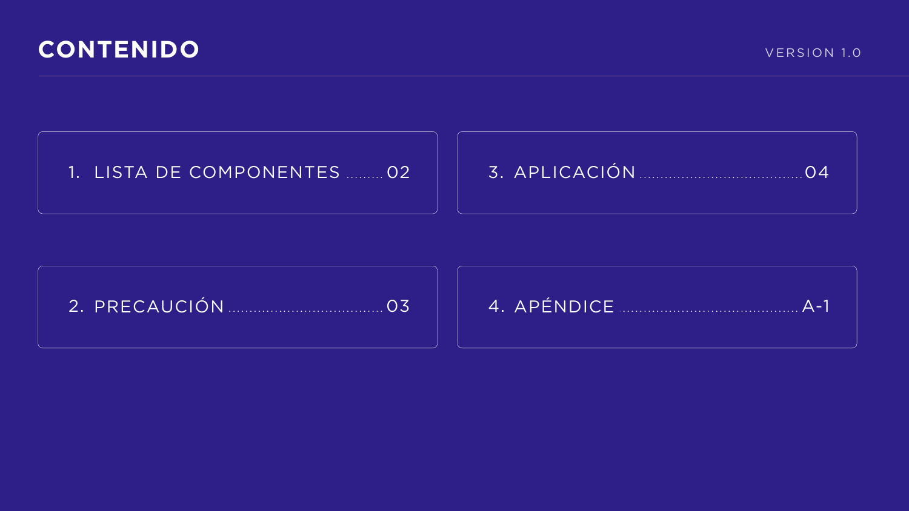# CONTENIDO

VERSION 1.0

1. LISTA DE COMPONENTES ........ 02
2. PRECAUCIÓN ........ 03
3. APLICACIÓN ........ 04
4. APÉNDICE ........ A-1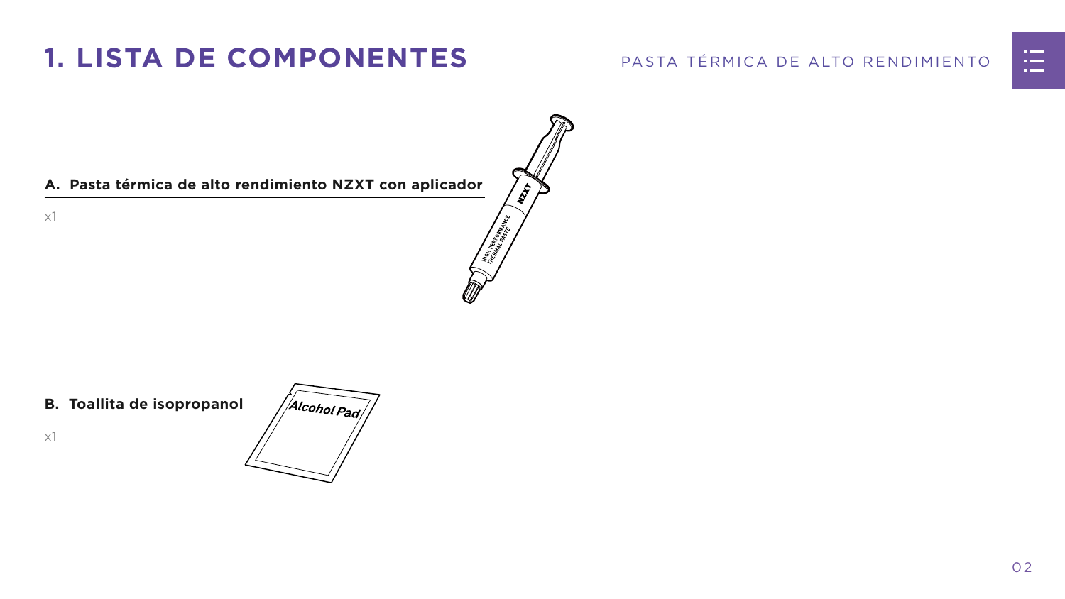# 1. LISTA DE COMPONENTES

**A. Pasta térmica de alto rendimiento NZXT con aplicador**

x1

**B. Toallita de isopropanol**

x1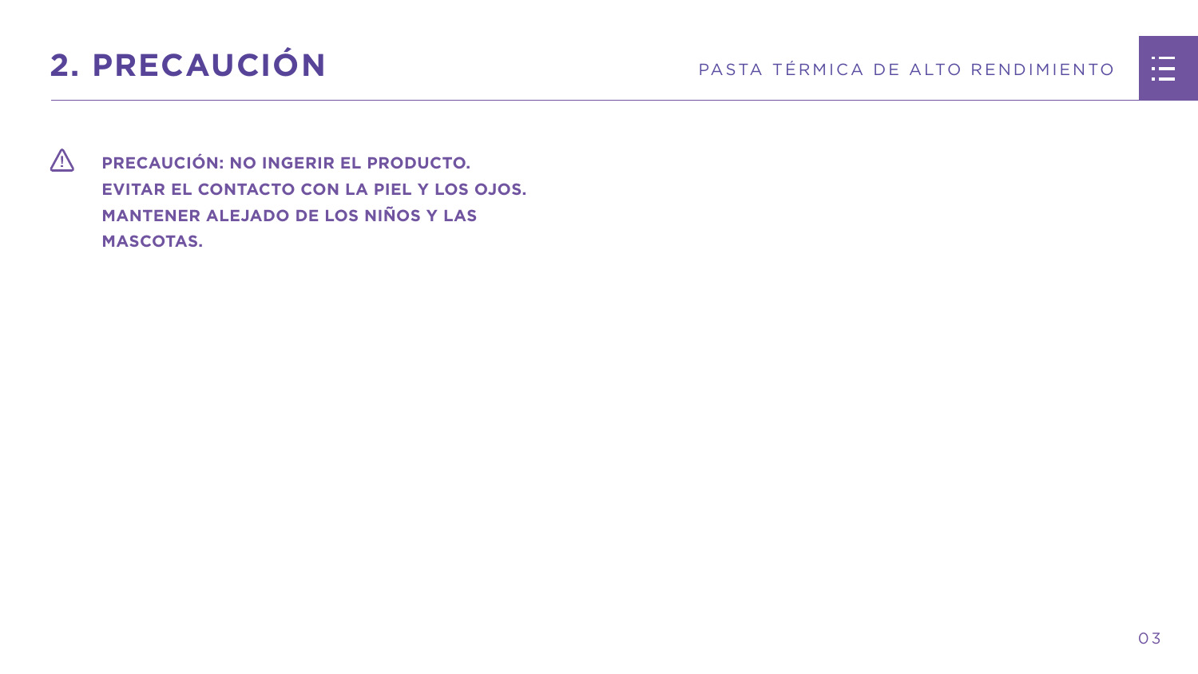## 2. PRECAUCIÓN

⚠ **PRECAUCIÓN: NO INGERIR EL PRODUCTO.
EVITAR EL CONTACTO CON LA PIEL Y LOS OJOS.
MANTENER ALEJADO DE LOS NIÑOS Y LAS
MASCOTAS.**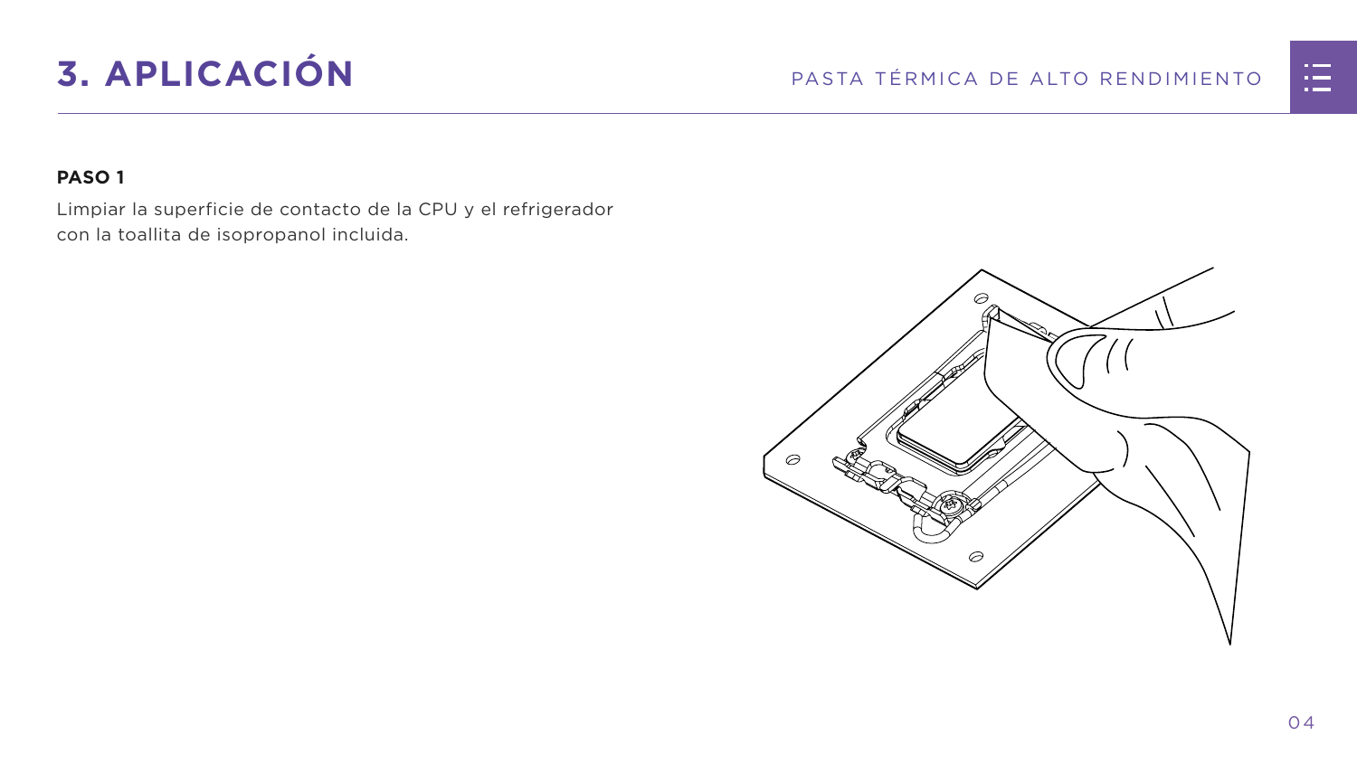# 3. APLICACIÓN

**PASO 1**

Limpiar la superficie de contacto de la CPU y el refrigerador con la toallita de isopropanol incluida.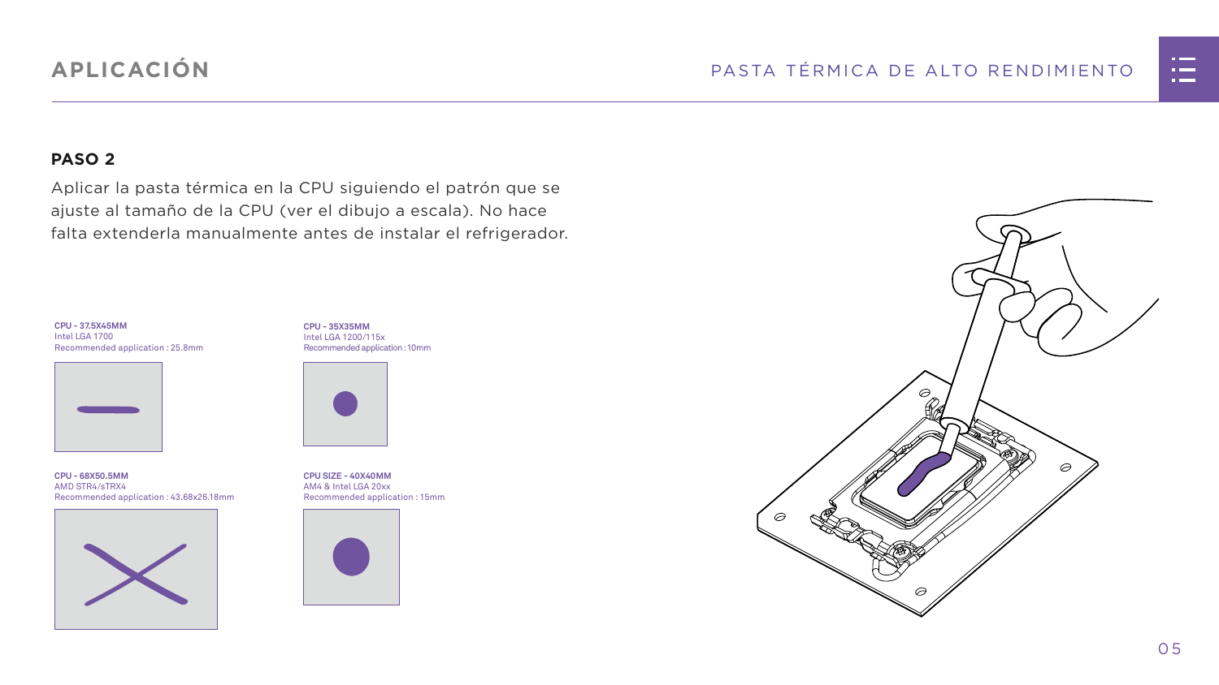## APLICACIÓN

PASTA TÉRMICA DE ALTO RENDIMIENTO

### PASO 2

Aplicar la pasta térmica en la CPU siguiendo el patrón que se ajuste al tamaño de la CPU (ver el dibujo a escala). No hace falta extenderla manualmente antes de instalar el refrigerador.

**CPU - 37.5X45MM**
Intel LGA 1700
Recommended application : 25.8mm

**CPU - 35X35MM**
Intel LGA 1200/115x
Recommended application : 10mm

**CPU - 68X50.5MM**
AMD STR4/sTRX4
Recommended application : 43.68x26.18mm

**CPU SIZE - 40X40MM**
AM4 & Intel LGA 20xx
Recommended application : 15mm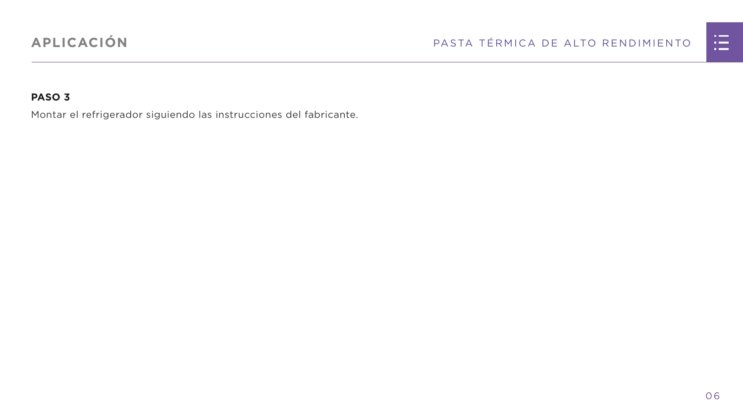## APLICACIÓN

**PASO 3**

Montar el refrigerador siguiendo las instrucciones del fabricante.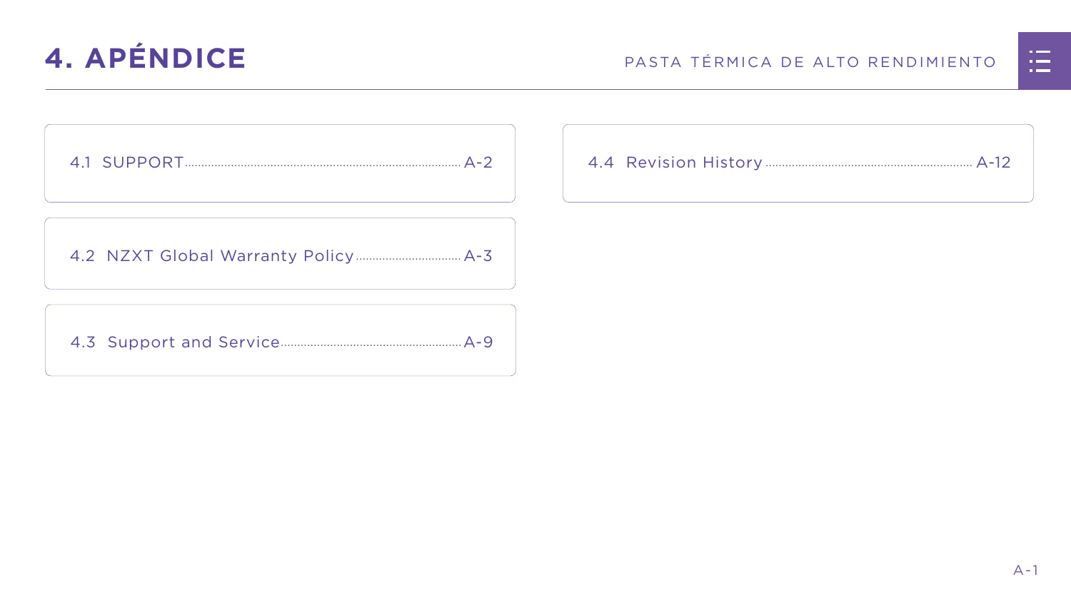# 4. APÉNDICE

- 4.1 SUPPORT ........ A-2
- 4.2 NZXT Global Warranty Policy ........ A-3
- 4.3 Support and Service ........ A-9
- 4.4 Revision History ........ A-12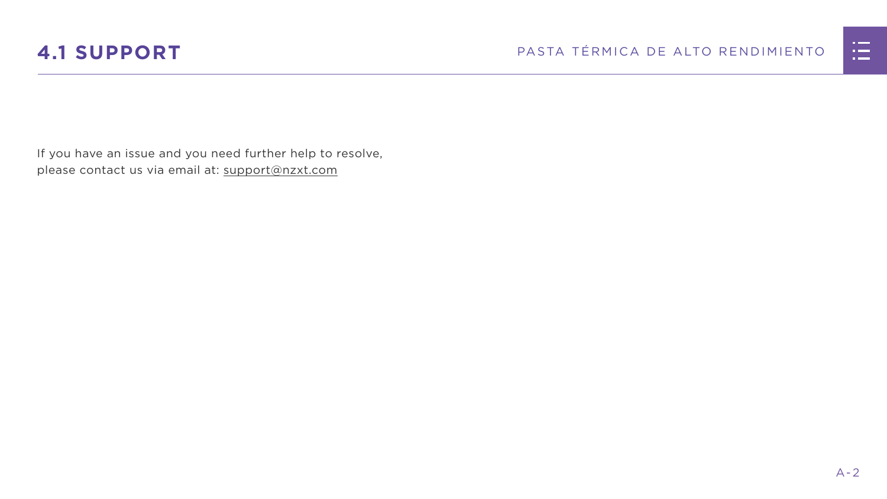## 4.1 SUPPORT

If you have an issue and you need further help to resolve,
please contact us via email at: support@nzxt.com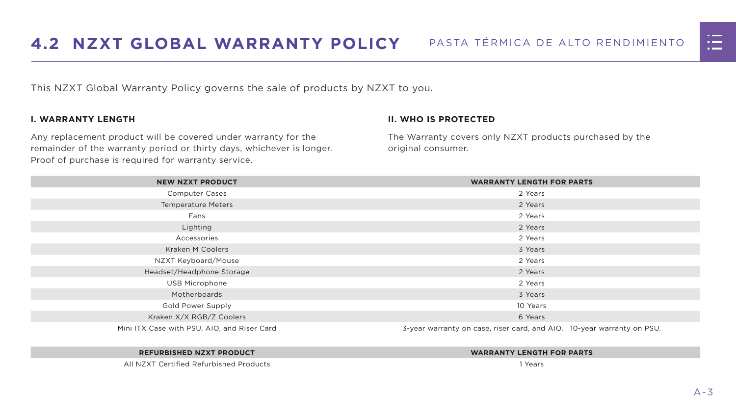## 4.2 NZXT GLOBAL WARRANTY POLICY

This NZXT Global Warranty Policy governs the sale of products by NZXT to you.

### I. WARRANTY LENGTH

Any replacement product will be covered under warranty for the remainder of the warranty period or thirty days, whichever is longer. Proof of purchase is required for warranty service.

### II. WHO IS PROTECTED

The Warranty covers only NZXT products purchased by the original consumer.

| NEW NZXT PRODUCT | WARRANTY LENGTH FOR PARTS |
|---|---|
| Computer Cases | 2 Years |
| Temperature Meters | 2 Years |
| Fans | 2 Years |
| Lighting | 2 Years |
| Accessories | 2 Years |
| Kraken M Coolers | 3 Years |
| NZXT Keyboard/Mouse | 2 Years |
| Headset/Headphone Storage | 2 Years |
| USB Microphone | 2 Years |
| Motherboards | 3 Years |
| Gold Power Supply | 10 Years |
| Kraken X/X RGB/Z Coolers | 6 Years |
| Mini ITX Case with PSU, AIO, and Riser Card | 3-year warranty on case, riser card, and AIO. 10-year warranty on PSU. |

| REFURBISHED NZXT PRODUCT | WARRANTY LENGTH FOR PARTS |
|---|---|
| All NZXT Certified Refurbished Products | 1 Years |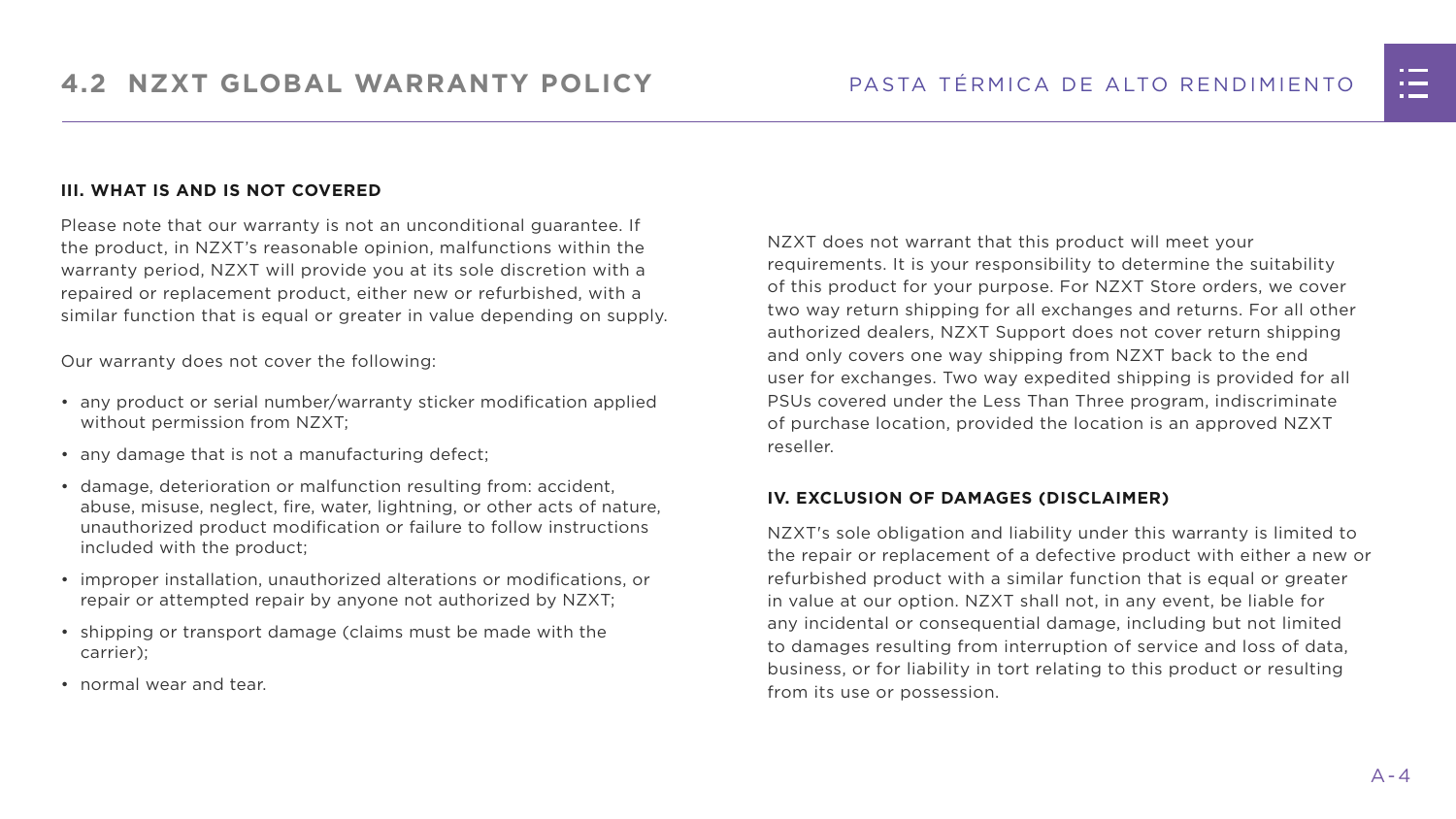## III. WHAT IS AND IS NOT COVERED

Please note that our warranty is not an unconditional guarantee. If the product, in NZXT's reasonable opinion, malfunctions within the warranty period, NZXT will provide you at its sole discretion with a repaired or replacement product, either new or refurbished, with a similar function that is equal or greater in value depending on supply.

Our warranty does not cover the following:

- any product or serial number/warranty sticker modification applied without permission from NZXT;
- any damage that is not a manufacturing defect;
- damage, deterioration or malfunction resulting from: accident, abuse, misuse, neglect, fire, water, lightning, or other acts of nature, unauthorized product modification or failure to follow instructions included with the product;
- improper installation, unauthorized alterations or modifications, or repair or attempted repair by anyone not authorized by NZXT;
- shipping or transport damage (claims must be made with the carrier);
- normal wear and tear.

NZXT does not warrant that this product will meet your requirements. It is your responsibility to determine the suitability of this product for your purpose. For NZXT Store orders, we cover two way return shipping for all exchanges and returns. For all other authorized dealers, NZXT Support does not cover return shipping and only covers one way shipping from NZXT back to the end user for exchanges. Two way expedited shipping is provided for all PSUs covered under the Less Than Three program, indiscriminate of purchase location, provided the location is an approved NZXT reseller.

## IV. EXCLUSION OF DAMAGES (DISCLAIMER)

NZXT's sole obligation and liability under this warranty is limited to the repair or replacement of a defective product with either a new or refurbished product with a similar function that is equal or greater in value at our option. NZXT shall not, in any event, be liable for any incidental or consequential damage, including but not limited to damages resulting from interruption of service and loss of data, business, or for liability in tort relating to this product or resulting from its use or possession.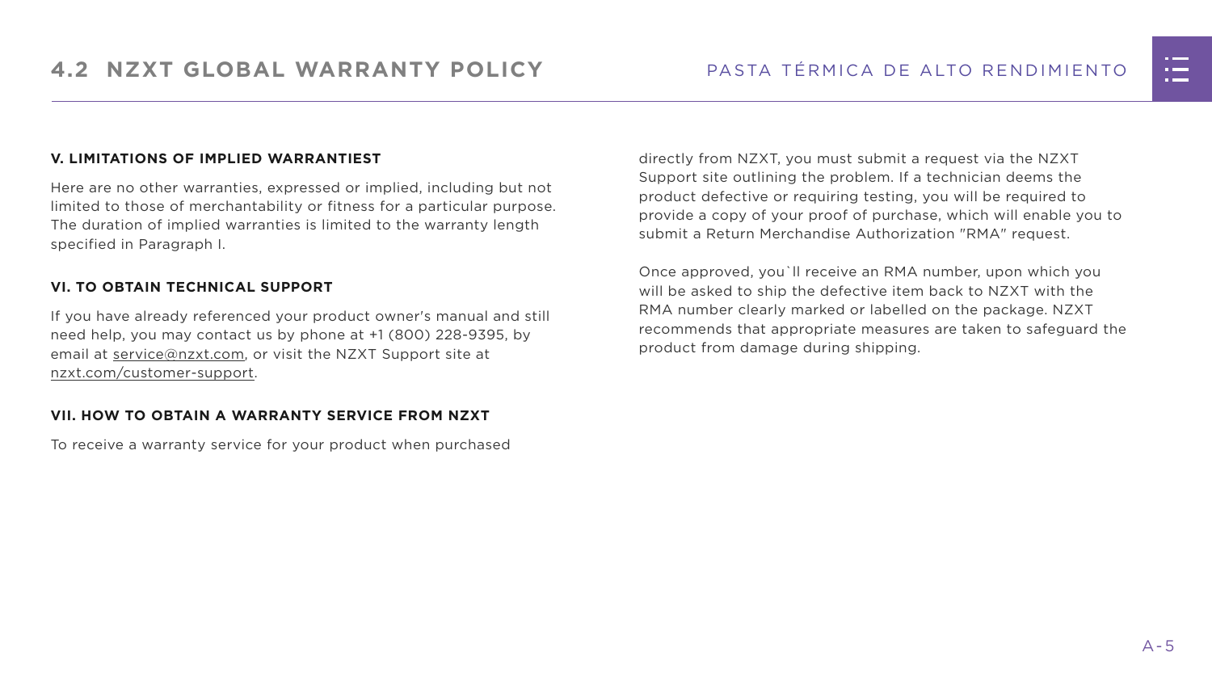## V. LIMITATIONS OF IMPLIED WARRANTIEST

Here are no other warranties, expressed or implied, including but not limited to those of merchantability or fitness for a particular purpose. The duration of implied warranties is limited to the warranty length specified in Paragraph I.

## VI. TO OBTAIN TECHNICAL SUPPORT

If you have already referenced your product owner's manual and still need help, you may contact us by phone at +1 (800) 228-9395, by email at service@nzxt.com, or visit the NZXT Support site at nzxt.com/customer-support.

## VII. HOW TO OBTAIN A WARRANTY SERVICE FROM NZXT

To receive a warranty service for your product when purchased directly from NZXT, you must submit a request via the NZXT Support site outlining the problem. If a technician deems the product defective or requiring testing, you will be required to provide a copy of your proof of purchase, which will enable you to submit a Return Merchandise Authorization "RMA" request.

Once approved, you`ll receive an RMA number, upon which you will be asked to ship the defective item back to NZXT with the RMA number clearly marked or labelled on the package. NZXT recommends that appropriate measures are taken to safeguard the product from damage during shipping.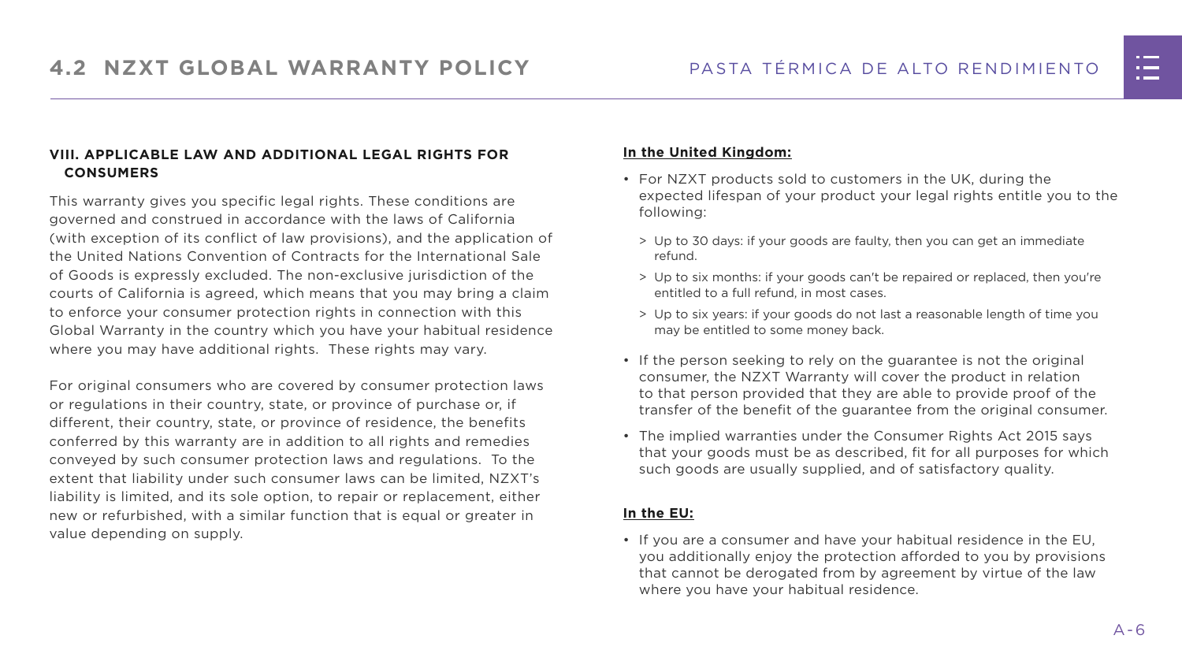### VIII. APPLICABLE LAW AND ADDITIONAL LEGAL RIGHTS FOR CONSUMERS

This warranty gives you specific legal rights. These conditions are governed and construed in accordance with the laws of California (with exception of its conflict of law provisions), and the application of the United Nations Convention of Contracts for the International Sale of Goods is expressly excluded. The non-exclusive jurisdiction of the courts of California is agreed, which means that you may bring a claim to enforce your consumer protection rights in connection with this Global Warranty in the country which you have your habitual residence where you may have additional rights. These rights may vary.

For original consumers who are covered by consumer protection laws or regulations in their country, state, or province of purchase or, if different, their country, state, or province of residence, the benefits conferred by this warranty are in addition to all rights and remedies conveyed by such consumer protection laws and regulations. To the extent that liability under such consumer laws can be limited, NZXT's liability is limited, and its sole option, to repair or replacement, either new or refurbished, with a similar function that is equal or greater in value depending on supply.

**In the United Kingdom:**

- For NZXT products sold to customers in the UK, during the expected lifespan of your product your legal rights entitle you to the following:
  - Up to 30 days: if your goods are faulty, then you can get an immediate refund.
  - Up to six months: if your goods can't be repaired or replaced, then you're entitled to a full refund, in most cases.
  - Up to six years: if your goods do not last a reasonable length of time you may be entitled to some money back.
- If the person seeking to rely on the guarantee is not the original consumer, the NZXT Warranty will cover the product in relation to that person provided that they are able to provide proof of the transfer of the benefit of the guarantee from the original consumer.
- The implied warranties under the Consumer Rights Act 2015 says that your goods must be as described, fit for all purposes for which such goods are usually supplied, and of satisfactory quality.

**In the EU:**

- If you are a consumer and have your habitual residence in the EU, you additionally enjoy the protection afforded to you by provisions that cannot be derogated from by agreement by virtue of the law where you have your habitual residence.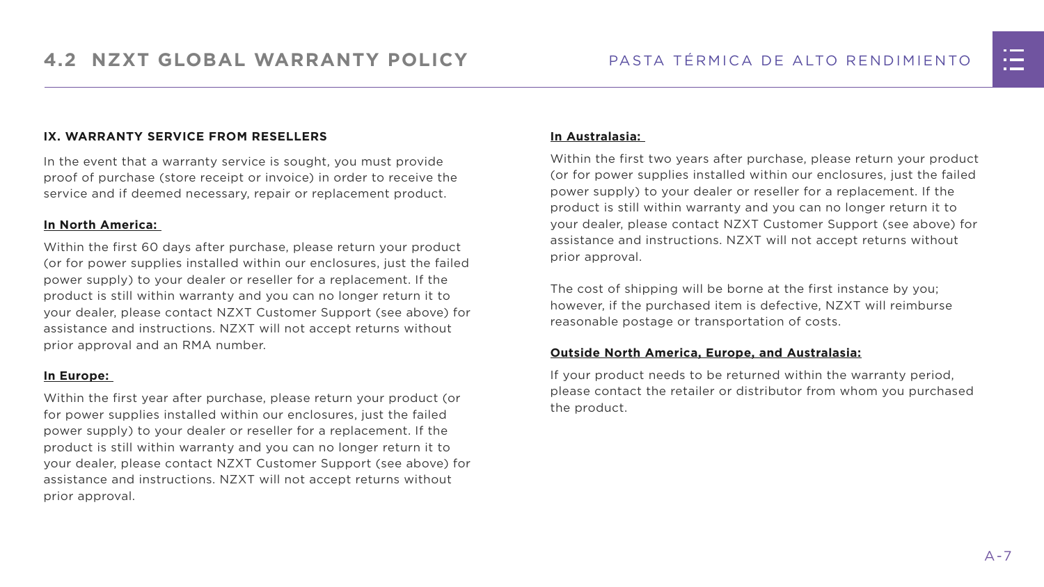### IX. WARRANTY SERVICE FROM RESELLERS

In the event that a warranty service is sought, you must provide proof of purchase (store receipt or invoice) in order to receive the service and if deemed necessary, repair or replacement product.

**In North America:**

Within the first 60 days after purchase, please return your product (or for power supplies installed within our enclosures, just the failed power supply) to your dealer or reseller for a replacement. If the product is still within warranty and you can no longer return it to your dealer, please contact NZXT Customer Support (see above) for assistance and instructions. NZXT will not accept returns without prior approval and an RMA number.

**In Europe:**

Within the first year after purchase, please return your product (or for power supplies installed within our enclosures, just the failed power supply) to your dealer or reseller for a replacement. If the product is still within warranty and you can no longer return it to your dealer, please contact NZXT Customer Support (see above) for assistance and instructions. NZXT will not accept returns without prior approval.

**In Australasia:**

Within the first two years after purchase, please return your product (or for power supplies installed within our enclosures, just the failed power supply) to your dealer or reseller for a replacement. If the product is still within warranty and you can no longer return it to your dealer, please contact NZXT Customer Support (see above) for assistance and instructions. NZXT will not accept returns without prior approval.

The cost of shipping will be borne at the first instance by you; however, if the purchased item is defective, NZXT will reimburse reasonable postage or transportation of costs.

**Outside North America, Europe, and Australasia:**

If your product needs to be returned within the warranty period, please contact the retailer or distributor from whom you purchased the product.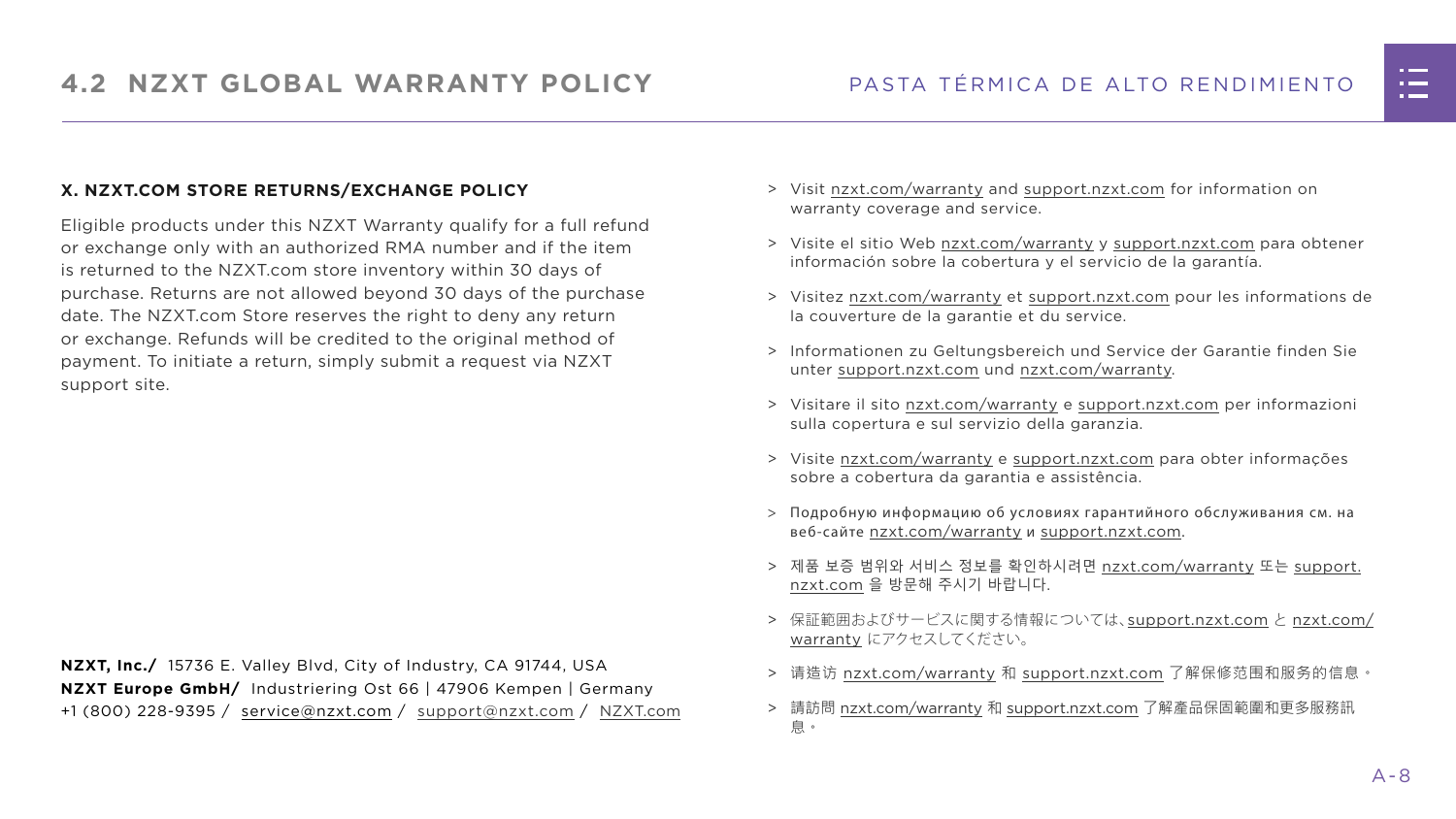### X. NZXT.COM STORE RETURNS/EXCHANGE POLICY

Eligible products under this NZXT Warranty qualify for a full refund or exchange only with an authorized RMA number and if the item is returned to the NZXT.com store inventory within 30 days of purchase. Returns are not allowed beyond 30 days of the purchase date. The NZXT.com Store reserves the right to deny any return or exchange. Refunds will be credited to the original method of payment. To initiate a return, simply submit a request via NZXT support site.

**NZXT, Inc./** 15736 E. Valley Blvd, City of Industry, CA 91744, USA
**NZXT Europe GmbH/** Industriering Ost 66 | 47906 Kempen | Germany
+1 (800) 228-9395 / service@nzxt.com / support@nzxt.com / NZXT.com

> Visit nzxt.com/warranty and support.nzxt.com for information on warranty coverage and service.

> Visite el sitio Web nzxt.com/warranty y support.nzxt.com para obtener información sobre la cobertura y el servicio de la garantía.

> Visitez nzxt.com/warranty et support.nzxt.com pour les informations de la couverture de la garantie et du service.

> Informationen zu Geltungsbereich und Service der Garantie finden Sie unter support.nzxt.com und nzxt.com/warranty.

> Visitare il sito nzxt.com/warranty e support.nzxt.com per informazioni sulla copertura e sul servizio della garanzia.

> Visite nzxt.com/warranty e support.nzxt.com para obter informações sobre a cobertura da garantia e assistência.

> Подробную информацию об условиях гарантийного обслуживания см. на веб-сайте nzxt.com/warranty и support.nzxt.com.

> 제품 보증 범위와 서비스 정보를 확인하시려면 nzxt.com/warranty 또는 support.nzxt.com 을 방문해 주시기 바랍니다.

> 保証範囲およびサービスに関する情報については、support.nzxt.com と nzxt.com/warranty にアクセスしてください。

> 请造访 nzxt.com/warranty 和 support.nzxt.com 了解保修范围和服务的信息。

> 請訪問 nzxt.com/warranty 和 support.nzxt.com 了解產品保固範圍和更多服務訊息。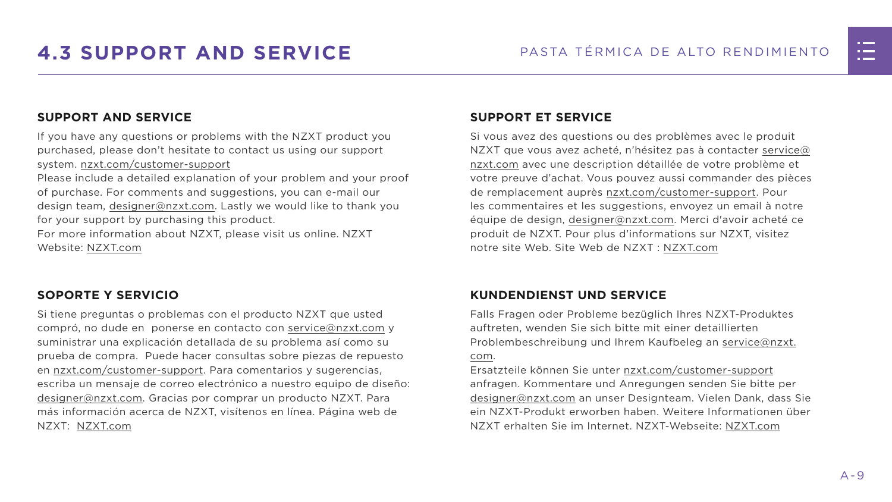# 4.3 SUPPORT AND SERVICE

### SUPPORT AND SERVICE

If you have any questions or problems with the NZXT product you purchased, please don't hesitate to contact us using our support system. nzxt.com/customer-support
Please include a detailed explanation of your problem and your proof of purchase. For comments and suggestions, you can e-mail our design team, designer@nzxt.com. Lastly we would like to thank you for your support by purchasing this product.
For more information about NZXT, please visit us online. NZXT Website: NZXT.com

### SOPORTE Y SERVICIO

Si tiene preguntas o problemas con el producto NZXT que usted compró, no dude en ponerse en contacto con service@nzxt.com y suministrar una explicación detallada de su problema así como su prueba de compra. Puede hacer consultas sobre piezas de repuesto en nzxt.com/customer-support. Para comentarios y sugerencias, escriba un mensaje de correo electrónico a nuestro equipo de diseño: designer@nzxt.com. Gracias por comprar un producto NZXT. Para más información acerca de NZXT, visítenos en línea. Página web de NZXT: NZXT.com

### SUPPORT ET SERVICE

Si vous avez des questions ou des problèmes avec le produit NZXT que vous avez acheté, n'hésitez pas à contacter service@nzxt.com avec une description détaillée de votre problème et votre preuve d'achat. Vous pouvez aussi commander des pièces de remplacement auprès nzxt.com/customer-support. Pour les commentaires et les suggestions, envoyez un email à notre équipe de design, designer@nzxt.com. Merci d'avoir acheté ce produit de NZXT. Pour plus d'informations sur NZXT, visitez notre site Web. Site Web de NZXT : NZXT.com

### KUNDENDIENST UND SERVICE

Falls Fragen oder Probleme bezüglich Ihres NZXT-Produktes auftreten, wenden Sie sich bitte mit einer detaillierten Problembeschreibung und Ihrem Kaufbeleg an service@nzxt.com.
Ersatzteile können Sie unter nzxt.com/customer-support anfragen. Kommentare und Anregungen senden Sie bitte per designer@nzxt.com an unser Designteam. Vielen Dank, dass Sie ein NZXT-Produkt erworben haben. Weitere Informationen über NZXT erhalten Sie im Internet. NZXT-Webseite: NZXT.com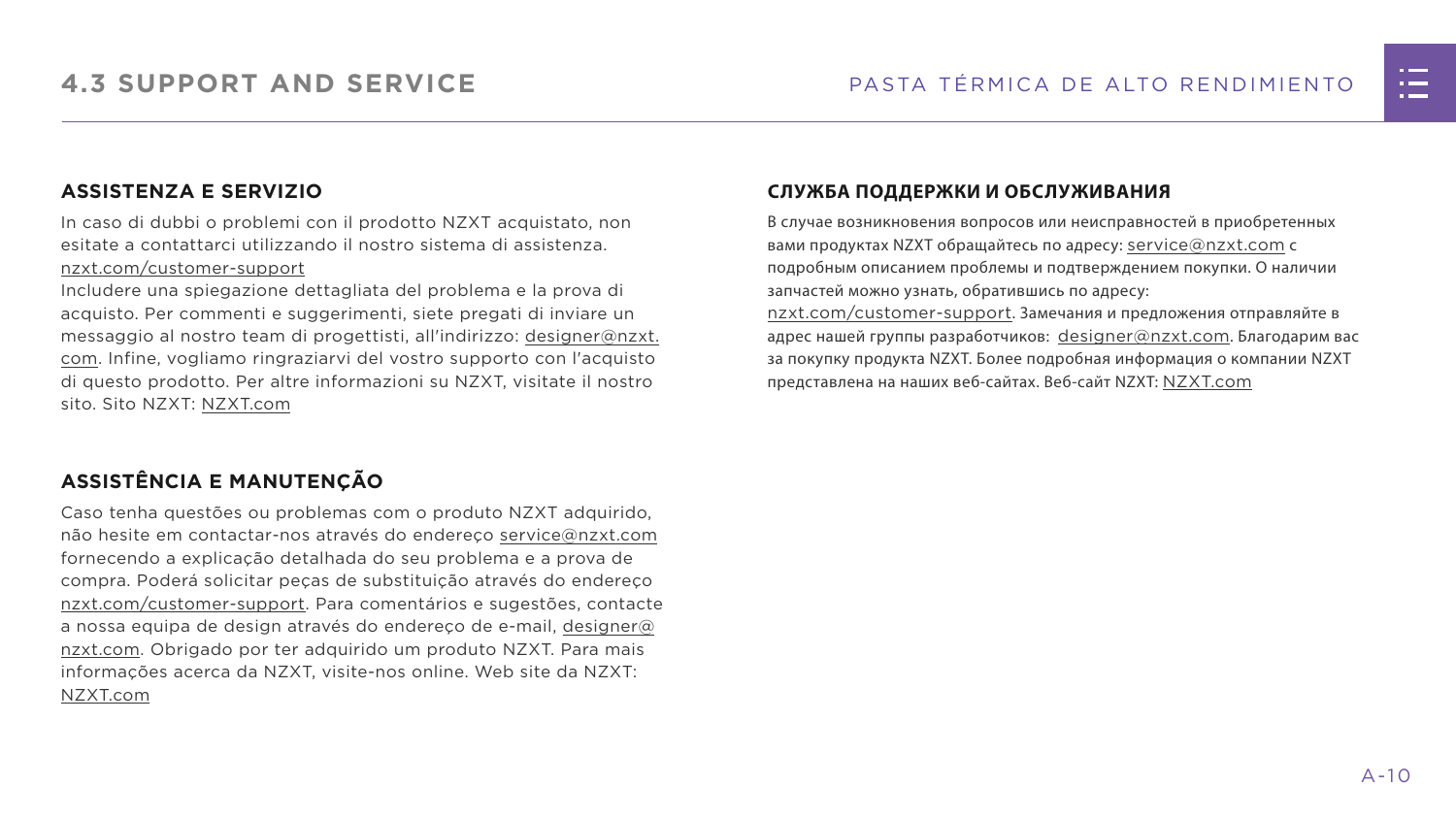## ASSISTENZA E SERVIZIO

In caso di dubbi o problemi con il prodotto NZXT acquistato, non esitate a contattarci utilizzando il nostro sistema di assistenza. nzxt.com/customer-support
Includere una spiegazione dettagliata del problema e la prova di acquisto. Per commenti e suggerimenti, siete pregati di inviare un messaggio al nostro team di progettisti, all'indirizzo: designer@nzxt.com. Infine, vogliamo ringraziarvi del vostro supporto con l'acquisto di questo prodotto. Per altre informazioni su NZXT, visitate il nostro sito. Sito NZXT: NZXT.com

## ASSISTÊNCIA E MANUTENÇÃO

Caso tenha questões ou problemas com o produto NZXT adquirido, não hesite em contactar-nos através do endereço service@nzxt.com fornecendo a explicação detalhada do seu problema e a prova de compra. Poderá solicitar peças de substituição através do endereço nzxt.com/customer-support. Para comentários e sugestões, contacte a nossa equipa de design através do endereço de e-mail, designer@nzxt.com. Obrigado por ter adquirido um produto NZXT. Para mais informações acerca da NZXT, visite-nos online. Web site da NZXT: NZXT.com

## СЛУЖБА ПОДДЕРЖКИ И ОБСЛУЖИВАНИЯ

В случае возникновения вопросов или неисправностей в приобретенных вами продуктах NZXT обращайтесь по адресу: service@nzxt.com с подробным описанием проблемы и подтверждением покупки. О наличии запчастей можно узнать, обратившись по адресу: nzxt.com/customer-support. Замечания и предложения отправляйте в адрес нашей группы разработчиков: designer@nzxt.com. Благодарим вас за покупку продукта NZXT. Более подробная информация о компании NZXT представлена на наших веб-сайтах. Веб-сайт NZXT: NZXT.com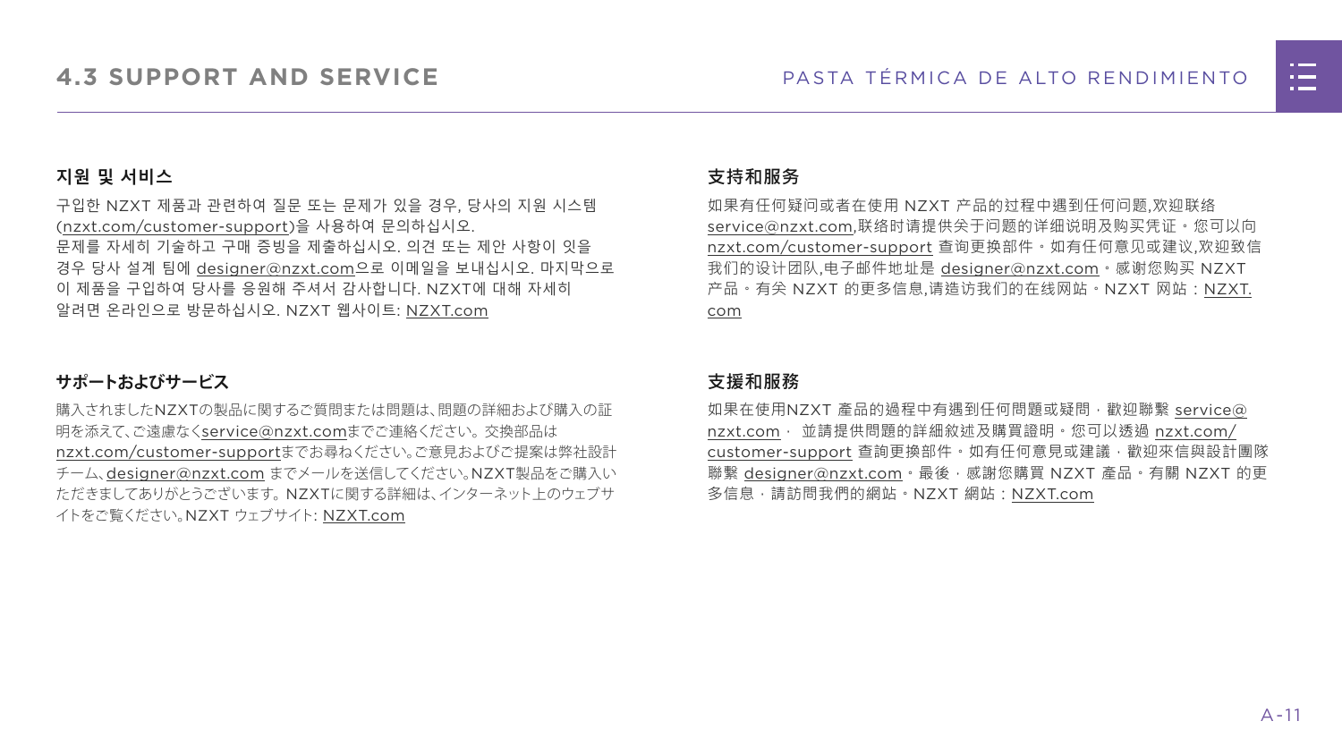## 지원 및 서비스

구입한 NZXT 제품과 관련하여 질문 또는 문제가 있을 경우, 당사의 지원 시스템 (nzxt.com/customer-support)을 사용하여 문의하십시오. 문제를 자세히 기술하고 구매 증빙을 제출하십시오. 의견 또는 제안 사항이 잇을 경우 당사 설계 팀에 designer@nzxt.com으로 이메일을 보내십시오. 마지막으로 이 제품을 구입하여 당사를 응원해 주셔서 감사합니다. NZXT에 대해 자세히 알려면 온라인으로 방문하십시오. NZXT 웹사이트: NZXT.com

## サポートおよびサービス

購入されましたNZXTの製品に関するご質問または問題は､問題の詳細および購入の証明を添えて､ご遠慮なくservice@nzxt.comまでご連絡ください。交換部品は nzxt.com/customer-supportまでお尋ねください｡ご意見およびご提案は弊社設計チーム､designer@nzxt.com までメールを送信してください｡NZXT製品をご購入いただきましてありがとうございます。NZXTに関する詳細は､インターネット上のウェブサイトをご覧ください｡NZXT ウェブサイト: NZXT.com

## 支持和服务

如果有任何疑问或者在使用 NZXT 产品的过程中遇到任何问题,欢迎联络 service@nzxt.com,联络时请提供关于问题的详细说明及购买凭证。您可以向 nzxt.com/customer-support 查询更换部件。如有任何意见或建议,欢迎致信我们的设计团队,电子邮件地址是 designer@nzxt.com。感谢您购买 NZXT 产品。有关 NZXT 的更多信息,请造访我们的在线网站。NZXT 网站：NZXT.com

## 支援和服務

如果在使用NZXT 產品的過程中有遇到任何問題或疑問，歡迎聯繫 service@nzxt.com， 並請提供問題的詳細敘述及購買證明。您可以透過 nzxt.com/customer-support 查詢更換部件。如有任何意見或建議，歡迎來信與設計團隊聯繫 designer@nzxt.com。最後，感謝您購買 NZXT 產品。有關 NZXT 的更多信息，請訪問我們的網站。NZXT 網站：NZXT.com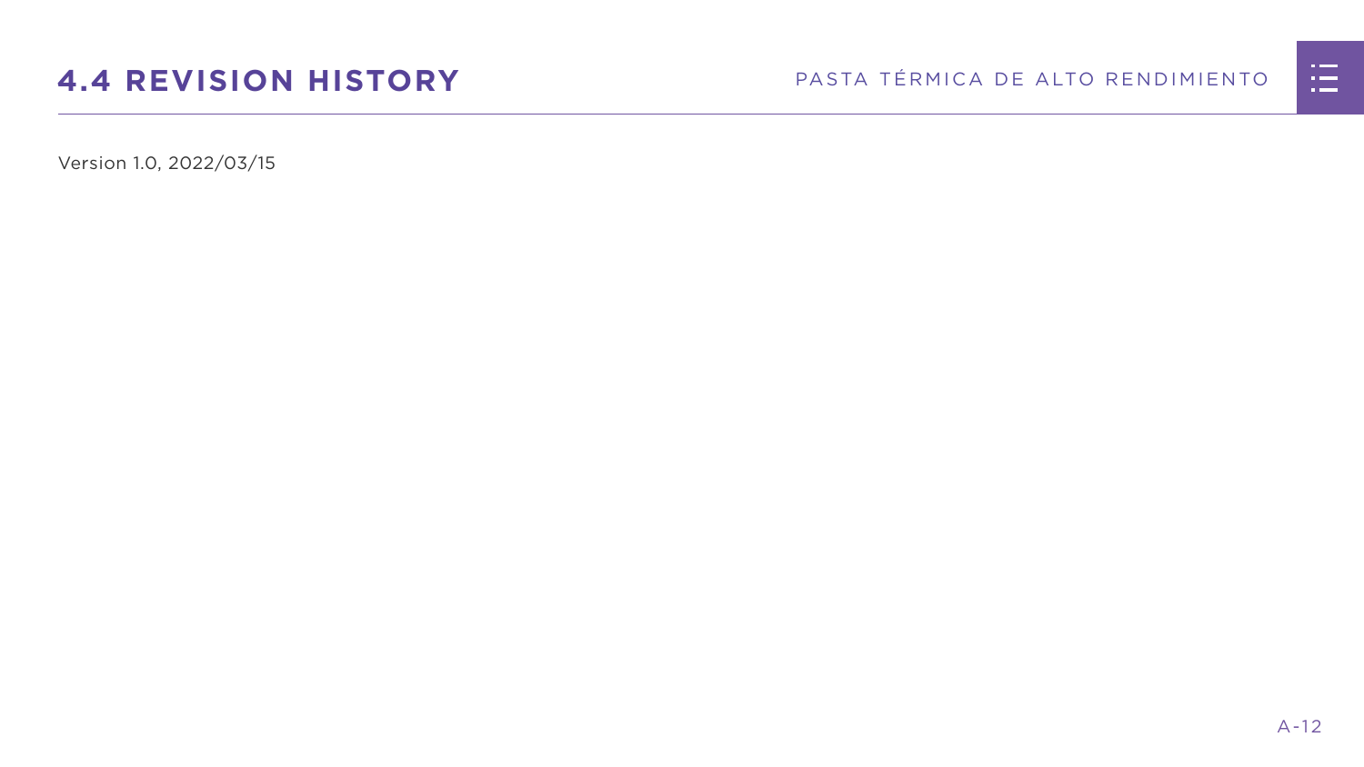## 4.4 REVISION HISTORY

Version 1.0, 2022/03/15